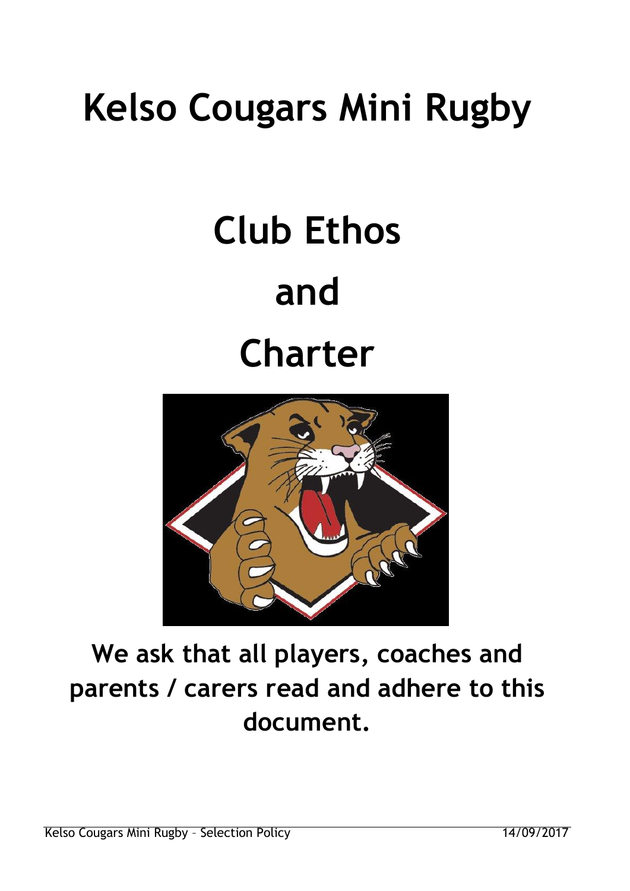# Kelso Cougars Mini Rugby

# Club Ethos

# and

# Charter

## We ask that all players, coaches and parents / carers read and adhere to this document.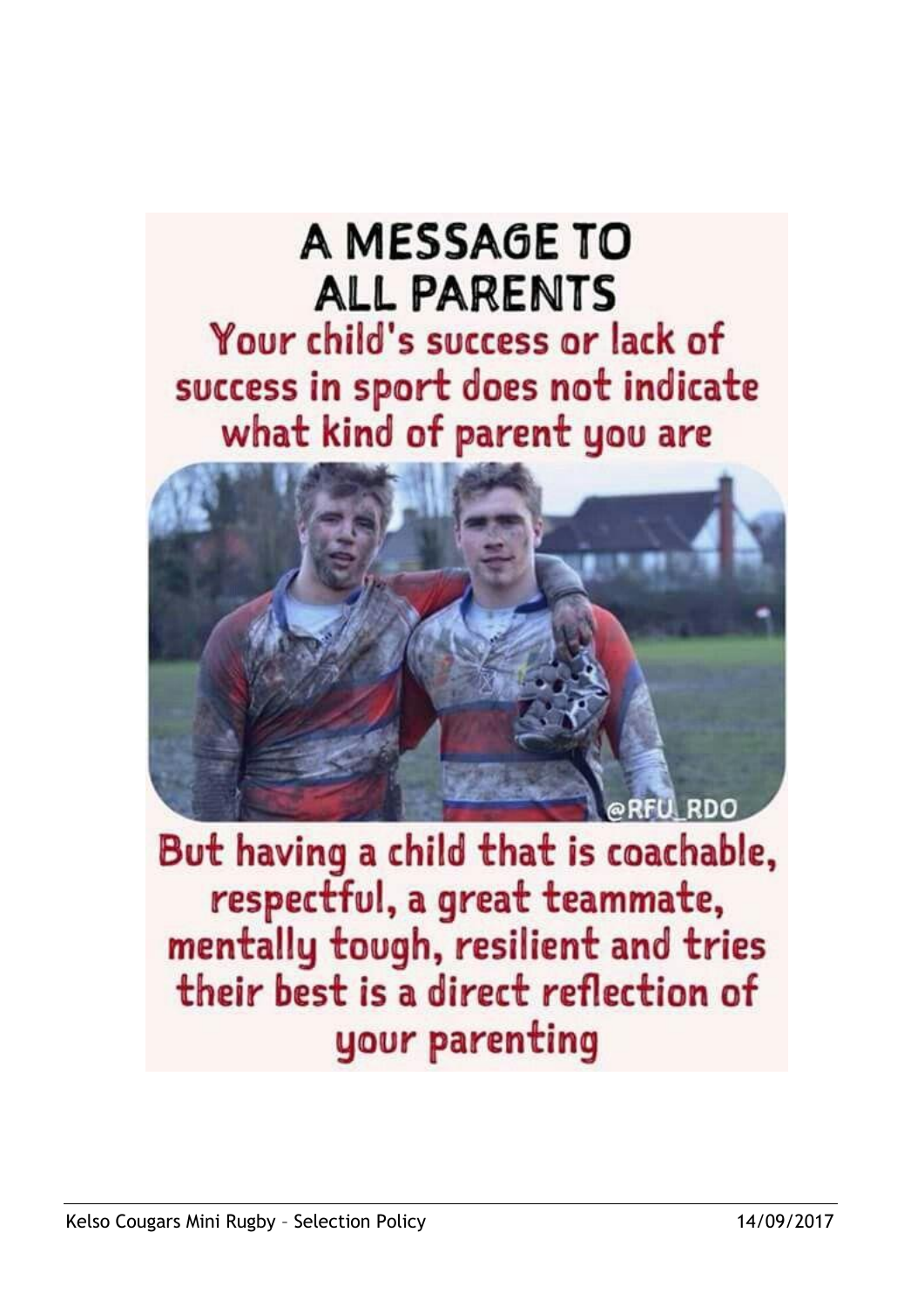# A MESSAGE TO ALL PARENTS

Your child's success or lack of success in sport does not indicate what kind of parent you are

@RFU_RDO

But having a child that is coachable, respectful, a great teammate, mentally tough, resilient and tries their best is a direct reflection of your parenting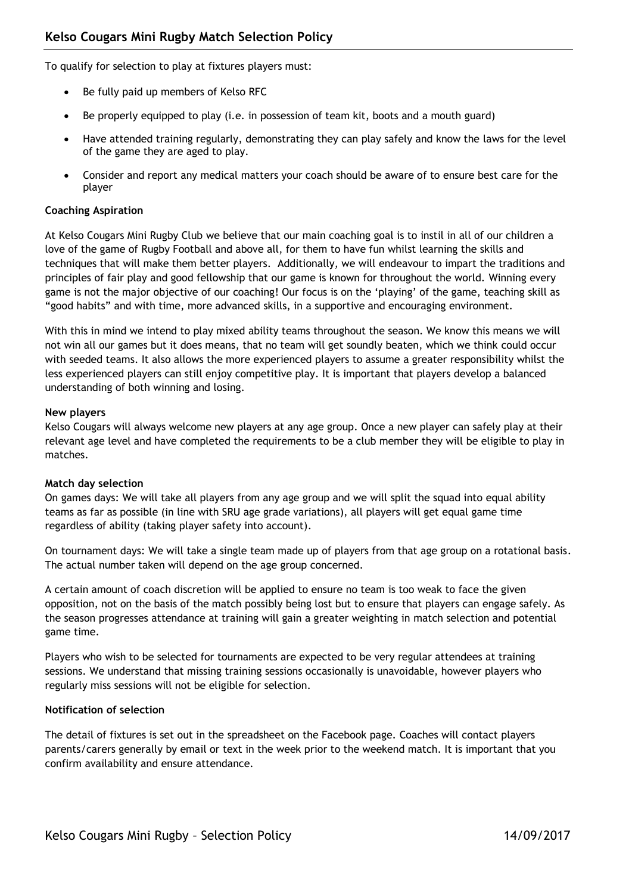## Kelso Cougars Mini Rugby Match Selection Policy

To qualify for selection to play at fixtures players must:

- Be fully paid up members of Kelso RFC
- Be properly equipped to play (i.e. in possession of team kit, boots and a mouth guard)
- Have attended training regularly, demonstrating they can play safely and know the laws for the level of the game they are aged to play.
- Consider and report any medical matters your coach should be aware of to ensure best care for the player

**Coaching Aspiration**

At Kelso Cougars Mini Rugby Club we believe that our main coaching goal is to instil in all of our children a love of the game of Rugby Football and above all, for them to have fun whilst learning the skills and techniques that will make them better players. Additionally, we will endeavour to impart the traditions and principles of fair play and good fellowship that our game is known for throughout the world. Winning every game is not the major objective of our coaching! Our focus is on the 'playing' of the game, teaching skill as "good habits" and with time, more advanced skills, in a supportive and encouraging environment.

With this in mind we intend to play mixed ability teams throughout the season. We know this means we will not win all our games but it does means, that no team will get soundly beaten, which we think could occur with seeded teams. It also allows the more experienced players to assume a greater responsibility whilst the less experienced players can still enjoy competitive play. It is important that players develop a balanced understanding of both winning and losing.

**New players**

Kelso Cougars will always welcome new players at any age group. Once a new player can safely play at their relevant age level and have completed the requirements to be a club member they will be eligible to play in matches.

**Match day selection**

On games days: We will take all players from any age group and we will split the squad into equal ability teams as far as possible (in line with SRU age grade variations), all players will get equal game time regardless of ability (taking player safety into account).

On tournament days: We will take a single team made up of players from that age group on a rotational basis. The actual number taken will depend on the age group concerned.

A certain amount of coach discretion will be applied to ensure no team is too weak to face the given opposition, not on the basis of the match possibly being lost but to ensure that players can engage safely. As the season progresses attendance at training will gain a greater weighting in match selection and potential game time.

Players who wish to be selected for tournaments are expected to be very regular attendees at training sessions. We understand that missing training sessions occasionally is unavoidable, however players who regularly miss sessions will not be eligible for selection.

**Notification of selection**

The detail of fixtures is set out in the spreadsheet on the Facebook page. Coaches will contact players parents/carers generally by email or text in the week prior to the weekend match. It is important that you confirm availability and ensure attendance.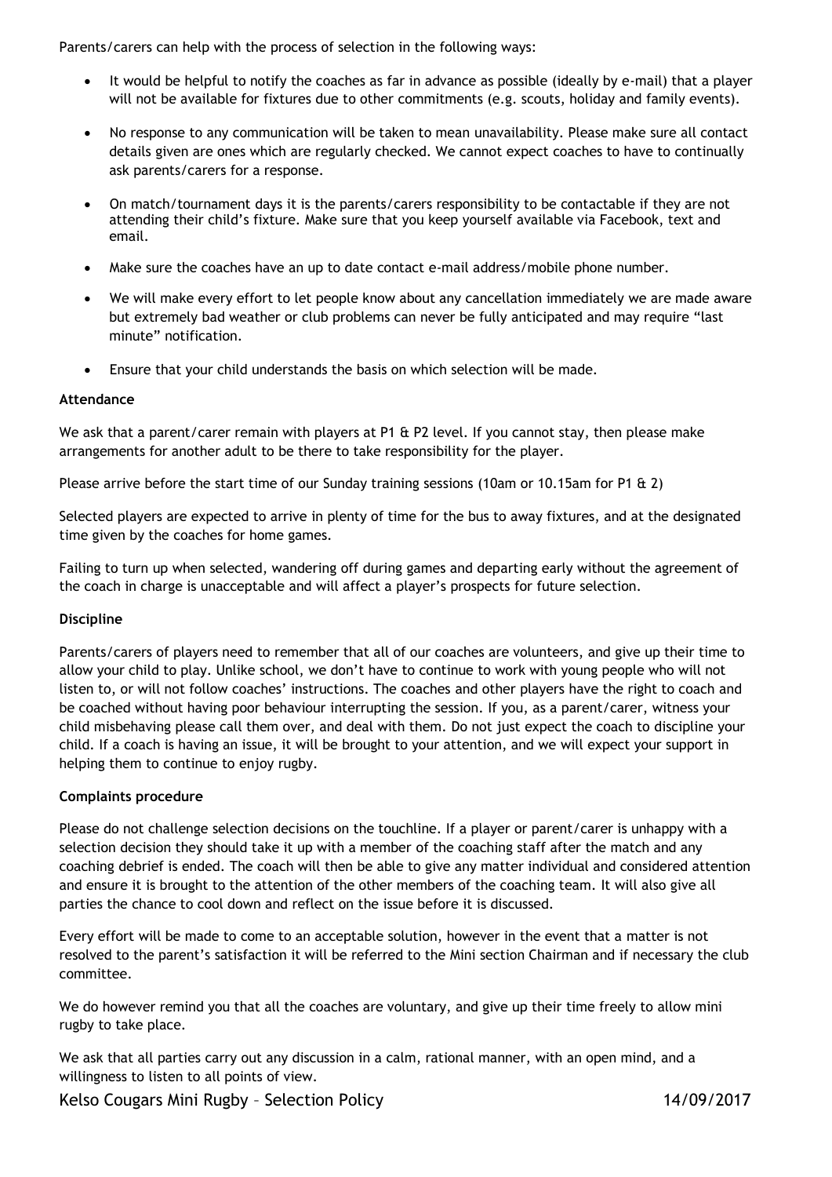Parents/carers can help with the process of selection in the following ways:

- It would be helpful to notify the coaches as far in advance as possible (ideally by e-mail) that a player will not be available for fixtures due to other commitments (e.g. scouts, holiday and family events).
- No response to any communication will be taken to mean unavailability. Please make sure all contact details given are ones which are regularly checked. We cannot expect coaches to have to continually ask parents/carers for a response.
- On match/tournament days it is the parents/carers responsibility to be contactable if they are not attending their child's fixture. Make sure that you keep yourself available via Facebook, text and email.
- Make sure the coaches have an up to date contact e-mail address/mobile phone number.
- We will make every effort to let people know about any cancellation immediately we are made aware but extremely bad weather or club problems can never be fully anticipated and may require "last minute" notification.
- Ensure that your child understands the basis on which selection will be made.

**Attendance**

We ask that a parent/carer remain with players at P1 & P2 level. If you cannot stay, then please make arrangements for another adult to be there to take responsibility for the player.

Please arrive before the start time of our Sunday training sessions (10am or 10.15am for P1 & 2)

Selected players are expected to arrive in plenty of time for the bus to away fixtures, and at the designated time given by the coaches for home games.

Failing to turn up when selected, wandering off during games and departing early without the agreement of the coach in charge is unacceptable and will affect a player's prospects for future selection.

**Discipline**

Parents/carers of players need to remember that all of our coaches are volunteers, and give up their time to allow your child to play. Unlike school, we don't have to continue to work with young people who will not listen to, or will not follow coaches' instructions. The coaches and other players have the right to coach and be coached without having poor behaviour interrupting the session. If you, as a parent/carer, witness your child misbehaving please call them over, and deal with them. Do not just expect the coach to discipline your child. If a coach is having an issue, it will be brought to your attention, and we will expect your support in helping them to continue to enjoy rugby.

**Complaints procedure**

Please do not challenge selection decisions on the touchline. If a player or parent/carer is unhappy with a selection decision they should take it up with a member of the coaching staff after the match and any coaching debrief is ended. The coach will then be able to give any matter individual and considered attention and ensure it is brought to the attention of the other members of the coaching team. It will also give all parties the chance to cool down and reflect on the issue before it is discussed.

Every effort will be made to come to an acceptable solution, however in the event that a matter is not resolved to the parent's satisfaction it will be referred to the Mini section Chairman and if necessary the club committee.

We do however remind you that all the coaches are voluntary, and give up their time freely to allow mini rugby to take place.

We ask that all parties carry out any discussion in a calm, rational manner, with an open mind, and a willingness to listen to all points of view.